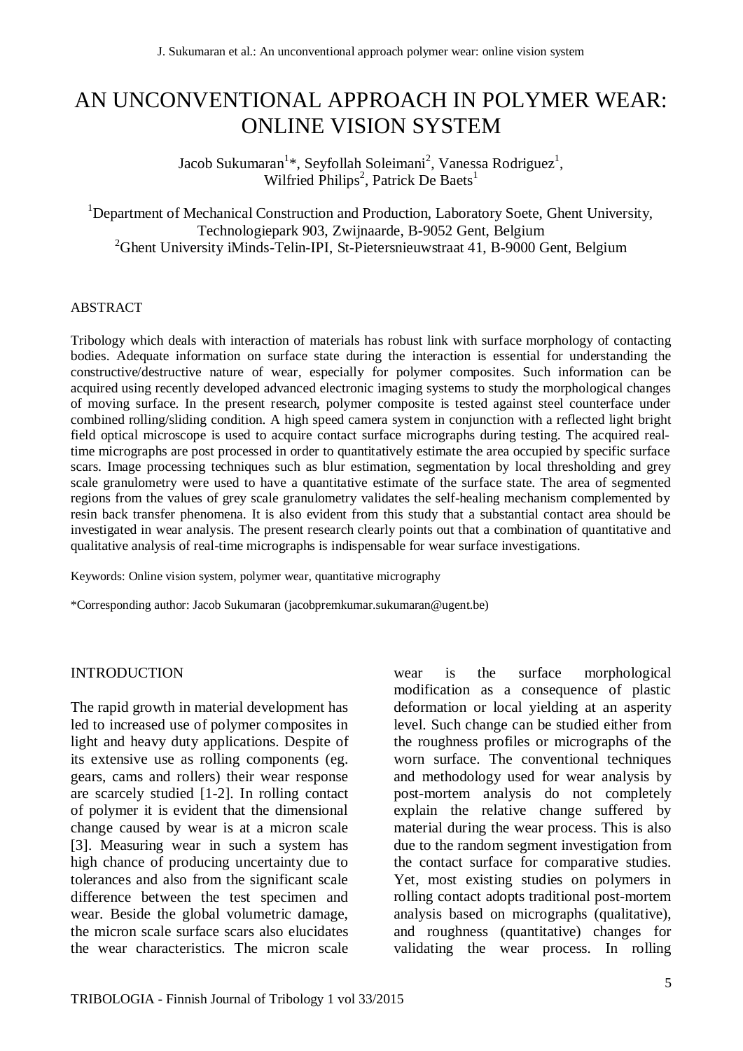# AN UNCONVENTIONAL APPROACH IN POLYMER WEAR: ONLINE VISION SYSTEM

Jacob Sukumaran[1]*, Seyfollah Soleimani[2], Vanessa Rodriguez[1], Wilfried Philips[2], Patrick De Baets[1]

[1]Department of Mechanical Construction and Production, Laboratory Soete, Ghent University, Technologiepark 903, Zwijnaarde, B-9052 Gent, Belgium
[2]Ghent University iMinds-Telin-IPI, St-Pietersnieuwstraat 41, B-9000 Gent, Belgium

## ABSTRACT

Tribology which deals with interaction of materials has robust link with surface morphology of contacting bodies. Adequate information on surface state during the interaction is essential for understanding the constructive/destructive nature of wear, especially for polymer composites. Such information can be acquired using recently developed advanced electronic imaging systems to study the morphological changes of moving surface. In the present research, polymer composite is tested against steel counterface under combined rolling/sliding condition. A high speed camera system in conjunction with a reflected light bright field optical microscope is used to acquire contact surface micrographs during testing. The acquired real-time micrographs are post processed in order to quantitatively estimate the area occupied by specific surface scars. Image processing techniques such as blur estimation, segmentation by local thresholding and grey scale granulometry were used to have a quantitative estimate of the surface state. The area of segmented regions from the values of grey scale granulometry validates the self-healing mechanism complemented by resin back transfer phenomena. It is also evident from this study that a substantial contact area should be investigated in wear analysis. The present research clearly points out that a combination of quantitative and qualitative analysis of real-time micrographs is indispensable for wear surface investigations.

Keywords: Online vision system, polymer wear, quantitative micrography

*Corresponding author: Jacob Sukumaran (jacobpremkumar.sukumaran@ugent.be)

## INTRODUCTION

The rapid growth in material development has led to increased use of polymer composites in light and heavy duty applications. Despite of its extensive use as rolling components (eg. gears, cams and rollers) their wear response are scarcely studied [1-2]. In rolling contact of polymer it is evident that the dimensional change caused by wear is at a micron scale [3]. Measuring wear in such a system has high chance of producing uncertainty due to tolerances and also from the significant scale difference between the test specimen and wear. Beside the global volumetric damage, the micron scale surface scars also elucidates the wear characteristics. The micron scale wear is the surface morphological modification as a consequence of plastic deformation or local yielding at an asperity level. Such change can be studied either from the roughness profiles or micrographs of the worn surface. The conventional techniques and methodology used for wear analysis by post-mortem analysis do not completely explain the relative change suffered by material during the wear process. This is also due to the random segment investigation from the contact surface for comparative studies. Yet, most existing studies on polymers in rolling contact adopts traditional post-mortem analysis based on micrographs (qualitative), and roughness (quantitative) changes for validating the wear process. In rolling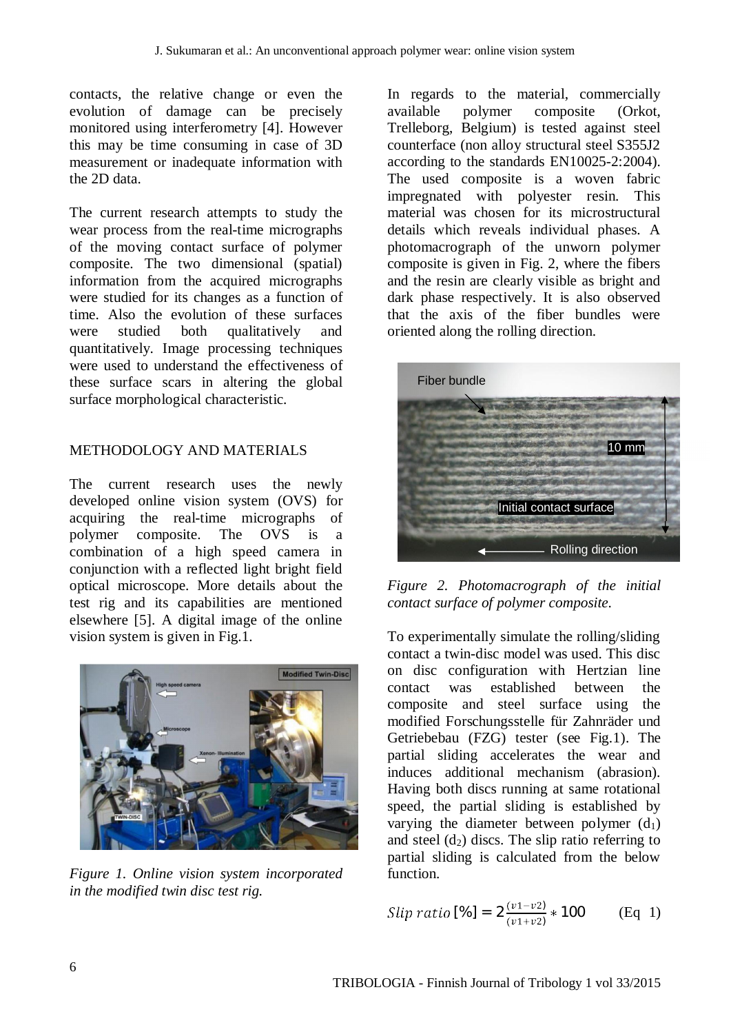contacts, the relative change or even the evolution of damage can be precisely monitored using interferometry [4]. However this may be time consuming in case of 3D measurement or inadequate information with the 2D data.

The current research attempts to study the wear process from the real-time micrographs of the moving contact surface of polymer composite. The two dimensional (spatial) information from the acquired micrographs were studied for its changes as a function of time. Also the evolution of these surfaces were studied both qualitatively and quantitatively. Image processing techniques were used to understand the effectiveness of these surface scars in altering the global surface morphological characteristic.

## METHODOLOGY AND MATERIALS

The current research uses the newly developed online vision system (OVS) for acquiring the real-time micrographs of polymer composite. The OVS is a combination of a high speed camera in conjunction with a reflected light bright field optical microscope. More details about the test rig and its capabilities are mentioned elsewhere [5]. A digital image of the online vision system is given in Fig.1.

*Figure 1. Online vision system incorporated in the modified twin disc test rig.*

In regards to the material, commercially available polymer composite (Orkot, Trelleborg, Belgium) is tested against steel counterface (non alloy structural steel S355J2 according to the standards EN10025-2:2004). The used composite is a woven fabric impregnated with polyester resin. This material was chosen for its microstructural details which reveals individual phases. A photomacrograph of the unworn polymer composite is given in Fig. 2, where the fibers and the resin are clearly visible as bright and dark phase respectively. It is also observed that the axis of the fiber bundles were oriented along the rolling direction.

*Figure 2. Photomacrograph of the initial contact surface of polymer composite.*

To experimentally simulate the rolling/sliding contact a twin-disc model was used. This disc on disc configuration with Hertzian line contact was established between the composite and steel surface using the modified Forschungsstelle für Zahnräder und Getriebebau (FZG) tester (see Fig.1). The partial sliding accelerates the wear and induces additional mechanism (abrasion). Having both discs running at same rotational speed, the partial sliding is established by varying the diameter between polymer ($d_1$) and steel ($d_2$) discs. The slip ratio referring to partial sliding is calculated from the below function.

$$Slip\ ratio\,[\%] = 2\frac{(v1-v2)}{(v1+v2)} * 100 \qquad \text{(Eq 1)}$$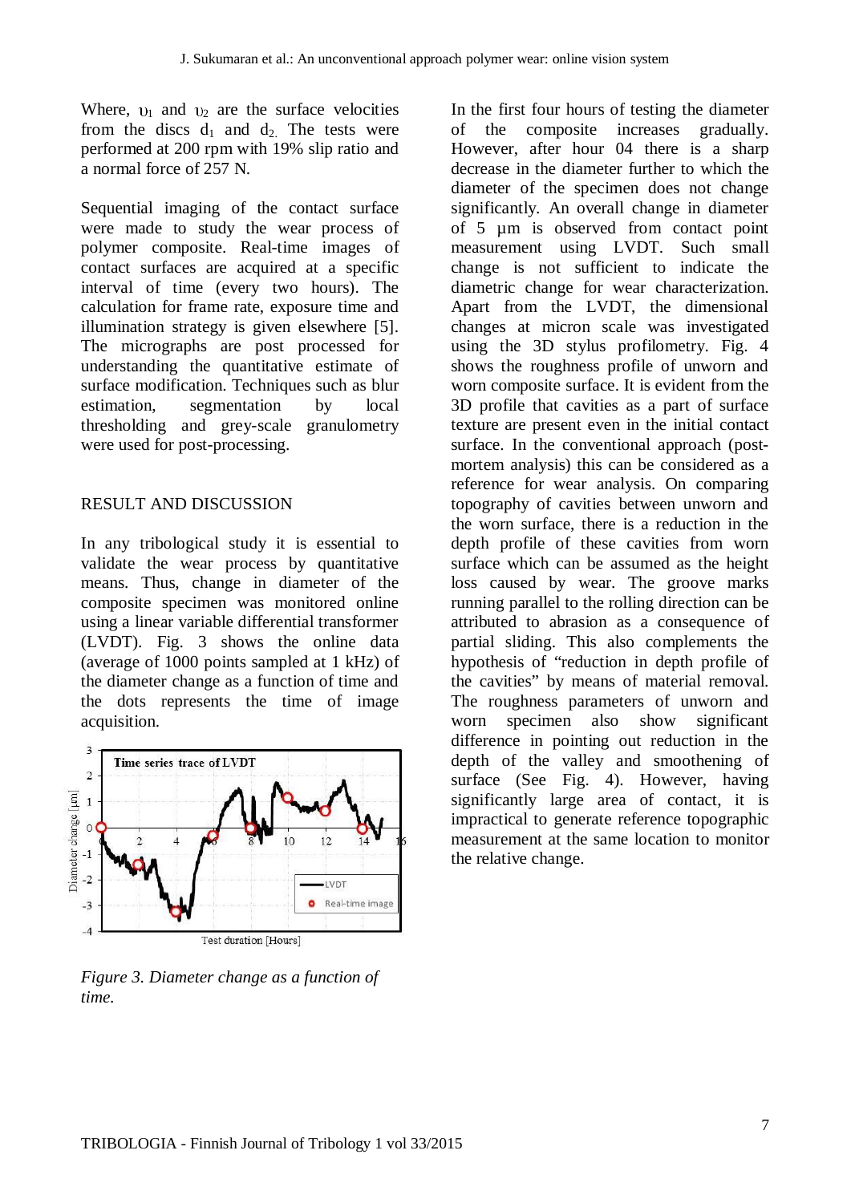Where, $\upsilon_1$ and $\upsilon_2$ are the surface velocities from the discs $d_1$ and $d_2$. The tests were performed at 200 rpm with 19% slip ratio and a normal force of 257 N.

Sequential imaging of the contact surface were made to study the wear process of polymer composite. Real-time images of contact surfaces are acquired at a specific interval of time (every two hours). The calculation for frame rate, exposure time and illumination strategy is given elsewhere [5]. The micrographs are post processed for understanding the quantitative estimate of surface modification. Techniques such as blur estimation, segmentation by local thresholding and grey-scale granulometry were used for post-processing.

## RESULT AND DISCUSSION

In any tribological study it is essential to validate the wear process by quantitative means. Thus, change in diameter of the composite specimen was monitored online using a linear variable differential transformer (LVDT). Fig. 3 shows the online data (average of 1000 points sampled at 1 kHz) of the diameter change as a function of time and the dots represents the time of image acquisition.

*Figure 3. Diameter change as a function of time.*

In the first four hours of testing the diameter of the composite increases gradually. However, after hour 04 there is a sharp decrease in the diameter further to which the diameter of the specimen does not change significantly. An overall change in diameter of 5 µm is observed from contact point measurement using LVDT. Such small change is not sufficient to indicate the diametric change for wear characterization. Apart from the LVDT, the dimensional changes at micron scale was investigated using the 3D stylus profilometry. Fig. 4 shows the roughness profile of unworn and worn composite surface. It is evident from the 3D profile that cavities as a part of surface texture are present even in the initial contact surface. In the conventional approach (post-mortem analysis) this can be considered as a reference for wear analysis. On comparing topography of cavities between unworn and the worn surface, there is a reduction in the depth profile of these cavities from worn surface which can be assumed as the height loss caused by wear. The groove marks running parallel to the rolling direction can be attributed to abrasion as a consequence of partial sliding. This also complements the hypothesis of "reduction in depth profile of the cavities" by means of material removal. The roughness parameters of unworn and worn specimen also show significant difference in pointing out reduction in the depth of the valley and smoothening of surface (See Fig. 4). However, having significantly large area of contact, it is impractical to generate reference topographic measurement at the same location to monitor the relative change.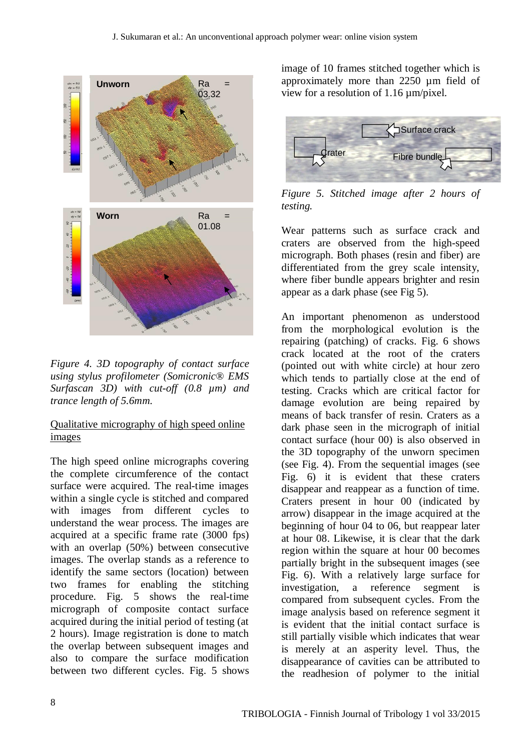*Figure 4. 3D topography of contact surface using stylus profilometer (Somicronic® EMS Surfascan 3D) with cut-off (0.8 µm) and trance length of 5.6mm.*

Qualitative micrography of high speed online images

The high speed online micrographs covering the complete circumference of the contact surface were acquired. The real-time images within a single cycle is stitched and compared with images from different cycles to understand the wear process. The images are acquired at a specific frame rate (3000 fps) with an overlap (50%) between consecutive images. The overlap stands as a reference to identify the same sectors (location) between two frames for enabling the stitching procedure. Fig. 5 shows the real-time micrograph of composite contact surface acquired during the initial period of testing (at 2 hours). Image registration is done to match the overlap between subsequent images and also to compare the surface modification between two different cycles. Fig. 5 shows image of 10 frames stitched together which is approximately more than 2250 µm field of view for a resolution of 1.16 µm/pixel.

*Figure 5. Stitched image after 2 hours of testing.*

Wear patterns such as surface crack and craters are observed from the high-speed micrograph. Both phases (resin and fiber) are differentiated from the grey scale intensity, where fiber bundle appears brighter and resin appear as a dark phase (see Fig 5).

An important phenomenon as understood from the morphological evolution is the repairing (patching) of cracks. Fig. 6 shows crack located at the root of the craters (pointed out with white circle) at hour zero which tends to partially close at the end of testing. Cracks which are critical factor for damage evolution are being repaired by means of back transfer of resin. Craters as a dark phase seen in the micrograph of initial contact surface (hour 00) is also observed in the 3D topography of the unworn specimen (see Fig. 4). From the sequential images (see Fig. 6) it is evident that these craters disappear and reappear as a function of time. Craters present in hour 00 (indicated by arrow) disappear in the image acquired at the beginning of hour 04 to 06, but reappear later at hour 08. Likewise, it is clear that the dark region within the square at hour 00 becomes partially bright in the subsequent images (see Fig. 6). With a relatively large surface for investigation, a reference segment is compared from subsequent cycles. From the image analysis based on reference segment it is evident that the initial contact surface is still partially visible which indicates that wear is merely at an asperity level. Thus, the disappearance of cavities can be attributed to the readhesion of polymer to the initial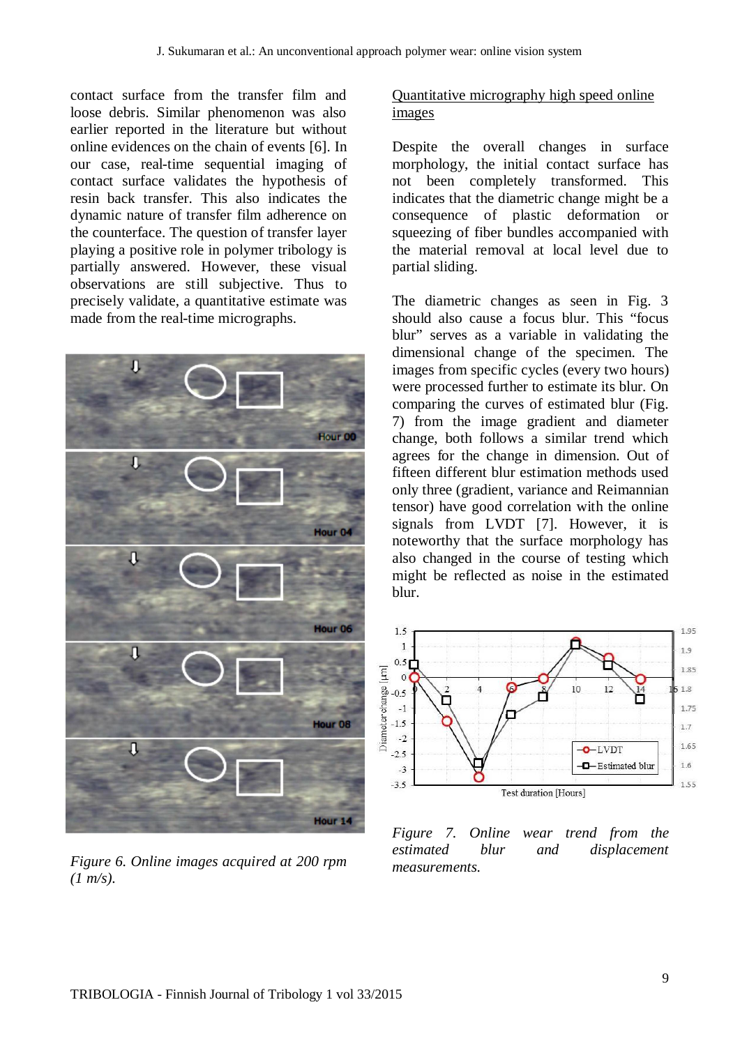contact surface from the transfer film and loose debris. Similar phenomenon was also earlier reported in the literature but without online evidences on the chain of events [6]. In our case, real-time sequential imaging of contact surface validates the hypothesis of resin back transfer. This also indicates the dynamic nature of transfer film adherence on the counterface. The question of transfer layer playing a positive role in polymer tribology is partially answered. However, these visual observations are still subjective. Thus to precisely validate, a quantitative estimate was made from the real-time micrographs.

*Figure 6. Online images acquired at 200 rpm (1 m/s).*

## Quantitative micrography high speed online images

Despite the overall changes in surface morphology, the initial contact surface has not been completely transformed. This indicates that the diametric change might be a consequence of plastic deformation or squeezing of fiber bundles accompanied with the material removal at local level due to partial sliding.

The diametric changes as seen in Fig. 3 should also cause a focus blur. This "focus blur" serves as a variable in validating the dimensional change of the specimen. The images from specific cycles (every two hours) were processed further to estimate its blur. On comparing the curves of estimated blur (Fig. 7) from the image gradient and diameter change, both follows a similar trend which agrees for the change in dimension. Out of fifteen different blur estimation methods used only three (gradient, variance and Reimannian tensor) have good correlation with the online signals from LVDT [7]. However, it is noteworthy that the surface morphology has also changed in the course of testing which might be reflected as noise in the estimated blur.

*Figure 7. Online wear trend from the estimated blur and displacement measurements.*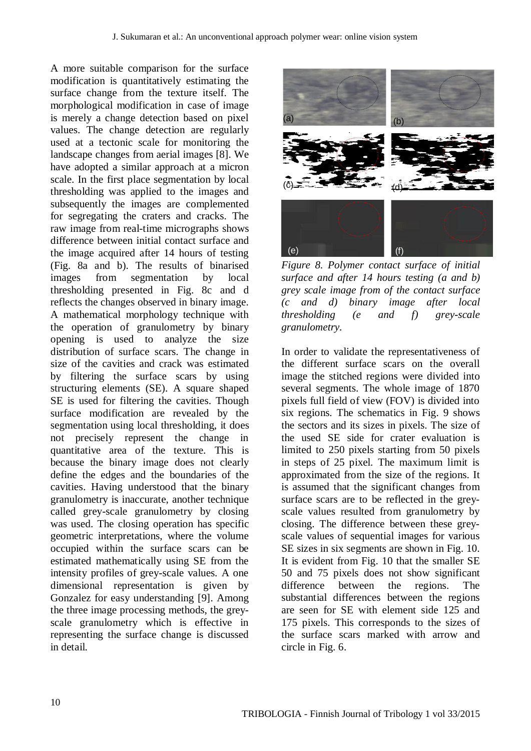A more suitable comparison for the surface modification is quantitatively estimating the surface change from the texture itself. The morphological modification in case of image is merely a change detection based on pixel values. The change detection are regularly used at a tectonic scale for monitoring the landscape changes from aerial images [8]. We have adopted a similar approach at a micron scale. In the first place segmentation by local thresholding was applied to the images and subsequently the images are complemented for segregating the craters and cracks. The raw image from real-time micrographs shows difference between initial contact surface and the image acquired after 14 hours of testing (Fig. 8a and b). The results of binarised images from segmentation by local thresholding presented in Fig. 8c and d reflects the changes observed in binary image. A mathematical morphology technique with the operation of granulometry by binary opening is used to analyze the size distribution of surface scars. The change in size of the cavities and crack was estimated by filtering the surface scars by using structuring elements (SE). A square shaped SE is used for filtering the cavities. Though surface modification are revealed by the segmentation using local thresholding, it does not precisely represent the change in quantitative area of the texture. This is because the binary image does not clearly define the edges and the boundaries of the cavities. Having understood that the binary granulometry is inaccurate, another technique called grey-scale granulometry by closing was used. The closing operation has specific geometric interpretations, where the volume occupied within the surface scars can be estimated mathematically using SE from the intensity profiles of grey-scale values. A one dimensional representation is given by Gonzalez for easy understanding [9]. Among the three image processing methods, the grey-scale granulometry which is effective in representing the surface change is discussed in detail.

*Figure 8. Polymer contact surface of initial surface and after 14 hours testing (a and b) grey scale image from of the contact surface (c and d) binary image after local thresholding (e and f) grey-scale granulometry.*

In order to validate the representativeness of the different surface scars on the overall image the stitched regions were divided into several segments. The whole image of 1870 pixels full field of view (FOV) is divided into six regions. The schematics in Fig. 9 shows the sectors and its sizes in pixels. The size of the used SE side for crater evaluation is limited to 250 pixels starting from 50 pixels in steps of 25 pixel. The maximum limit is approximated from the size of the regions. It is assumed that the significant changes from surface scars are to be reflected in the grey-scale values resulted from granulometry by closing. The difference between these grey-scale values of sequential images for various SE sizes in six segments are shown in Fig. 10. It is evident from Fig. 10 that the smaller SE 50 and 75 pixels does not show significant difference between the regions. The substantial differences between the regions are seen for SE with element side 125 and 175 pixels. This corresponds to the sizes of the surface scars marked with arrow and circle in Fig. 6.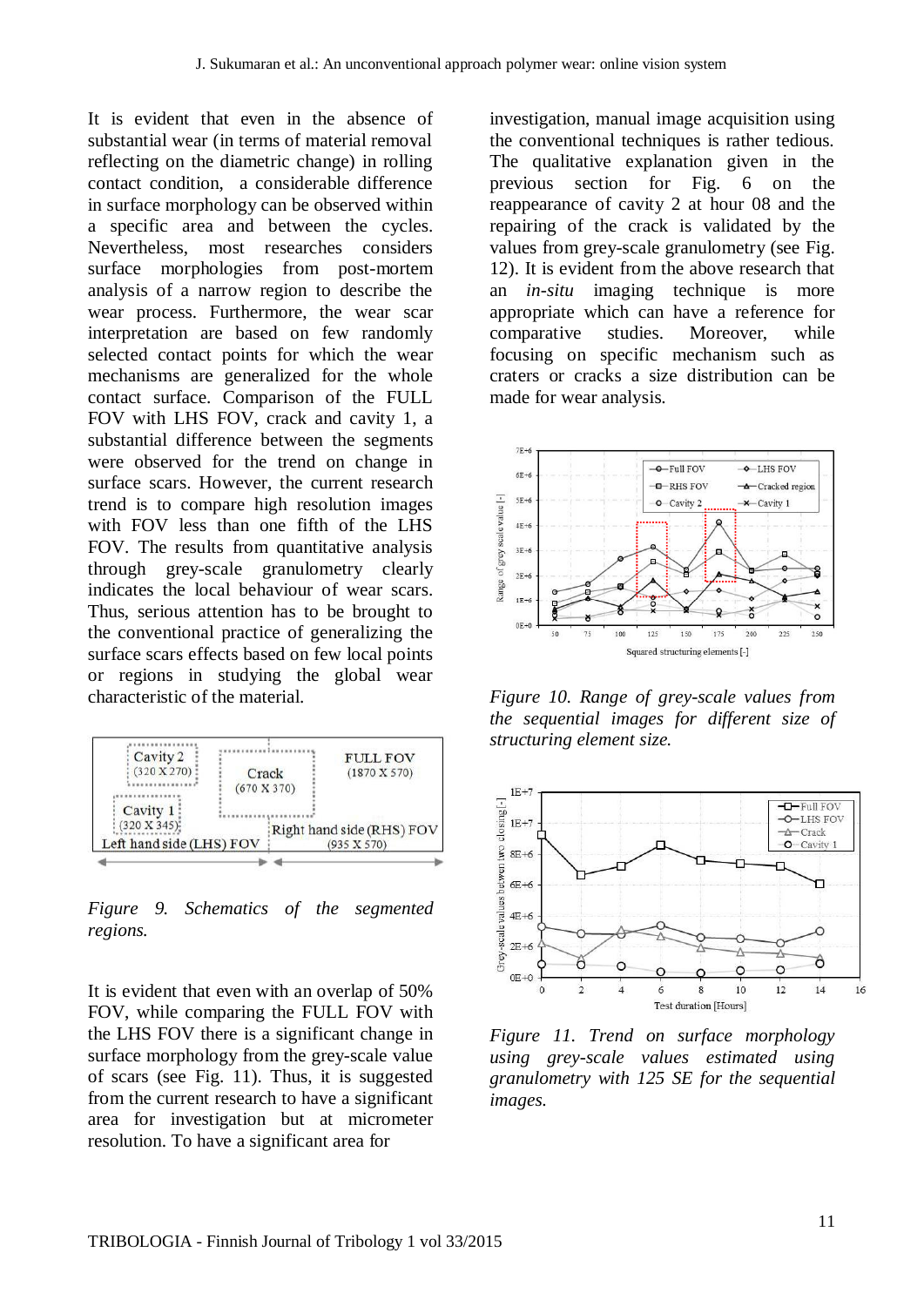It is evident that even in the absence of substantial wear (in terms of material removal reflecting on the diametric change) in rolling contact condition, a considerable difference in surface morphology can be observed within a specific area and between the cycles. Nevertheless, most researches considers surface morphologies from post-mortem analysis of a narrow region to describe the wear process. Furthermore, the wear scar interpretation are based on few randomly selected contact points for which the wear mechanisms are generalized for the whole contact surface. Comparison of the FULL FOV with LHS FOV, crack and cavity 1, a substantial difference between the segments were observed for the trend on change in surface scars. However, the current research trend is to compare high resolution images with FOV less than one fifth of the LHS FOV. The results from quantitative analysis through grey-scale granulometry clearly indicates the local behaviour of wear scars. Thus, serious attention has to be brought to the conventional practice of generalizing the surface scars effects based on few local points or regions in studying the global wear characteristic of the material.

*Figure 9. Schematics of the segmented regions.*

It is evident that even with an overlap of 50% FOV, while comparing the FULL FOV with the LHS FOV there is a significant change in surface morphology from the grey-scale value of scars (see Fig. 11). Thus, it is suggested from the current research to have a significant area for investigation but at micrometer resolution. To have a significant area for investigation, manual image acquisition using the conventional techniques is rather tedious. The qualitative explanation given in the previous section for Fig. 6 on the reappearance of cavity 2 at hour 08 and the repairing of the crack is validated by the values from grey-scale granulometry (see Fig. 12). It is evident from the above research that an *in-situ* imaging technique is more appropriate which can have a reference for comparative studies. Moreover, while focusing on specific mechanism such as craters or cracks a size distribution can be made for wear analysis.

*Figure 10. Range of grey-scale values from the sequential images for different size of structuring element size.*

*Figure 11. Trend on surface morphology using grey-scale values estimated using granulometry with 125 SE for the sequential images.*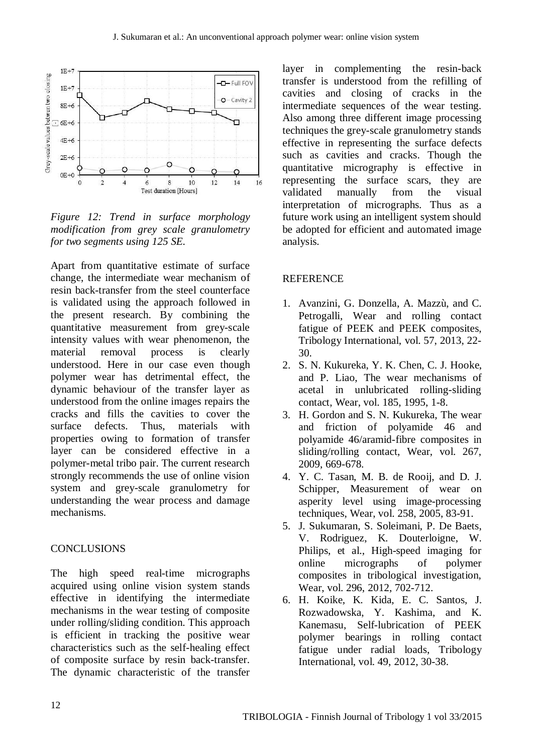*Figure 12: Trend in surface morphology modification from grey scale granulometry for two segments using 125 SE.*

Apart from quantitative estimate of surface change, the intermediate wear mechanism of resin back-transfer from the steel counterface is validated using the approach followed in the present research. By combining the quantitative measurement from grey-scale intensity values with wear phenomenon, the material removal process is clearly understood. Here in our case even though polymer wear has detrimental effect, the dynamic behaviour of the transfer layer as understood from the online images repairs the cracks and fills the cavities to cover the surface defects. Thus, materials with properties owing to formation of transfer layer can be considered effective in a polymer-metal tribo pair. The current research strongly recommends the use of online vision system and grey-scale granulometry for understanding the wear process and damage mechanisms.

## CONCLUSIONS

The high speed real-time micrographs acquired using online vision system stands effective in identifying the intermediate mechanisms in the wear testing of composite under rolling/sliding condition. This approach is efficient in tracking the positive wear characteristics such as the self-healing effect of composite surface by resin back-transfer. The dynamic characteristic of the transfer layer in complementing the resin-back transfer is understood from the refilling of cavities and closing of cracks in the intermediate sequences of the wear testing. Also among three different image processing techniques the grey-scale granulometry stands effective in representing the surface defects such as cavities and cracks. Though the quantitative micrography is effective in representing the surface scars, they are validated manually from the visual interpretation of micrographs. Thus as a future work using an intelligent system should be adopted for efficient and automated image analysis.

## REFERENCE

1. Avanzini, G. Donzella, A. Mazzù, and C. Petrogalli, Wear and rolling contact fatigue of PEEK and PEEK composites, Tribology International, vol. 57, 2013, 22-30.
2. S. N. Kukureka, Y. K. Chen, C. J. Hooke, and P. Liao, The wear mechanisms of acetal in unlubricated rolling-sliding contact, Wear, vol. 185, 1995, 1-8.
3. H. Gordon and S. N. Kukureka, The wear and friction of polyamide 46 and polyamide 46/aramid-fibre composites in sliding/rolling contact, Wear, vol. 267, 2009, 669-678.
4. Y. C. Tasan, M. B. de Rooij, and D. J. Schipper, Measurement of wear on asperity level using image-processing techniques, Wear, vol. 258, 2005, 83-91.
5. J. Sukumaran, S. Soleimani, P. De Baets, V. Rodriguez, K. Douterloigne, W. Philips, et al., High-speed imaging for online micrographs of polymer composites in tribological investigation, Wear, vol. 296, 2012, 702-712.
6. H. Koike, K. Kida, E. C. Santos, J. Rozwadowska, Y. Kashima, and K. Kanemasu, Self-lubrication of PEEK polymer bearings in rolling contact fatigue under radial loads, Tribology International, vol. 49, 2012, 30-38.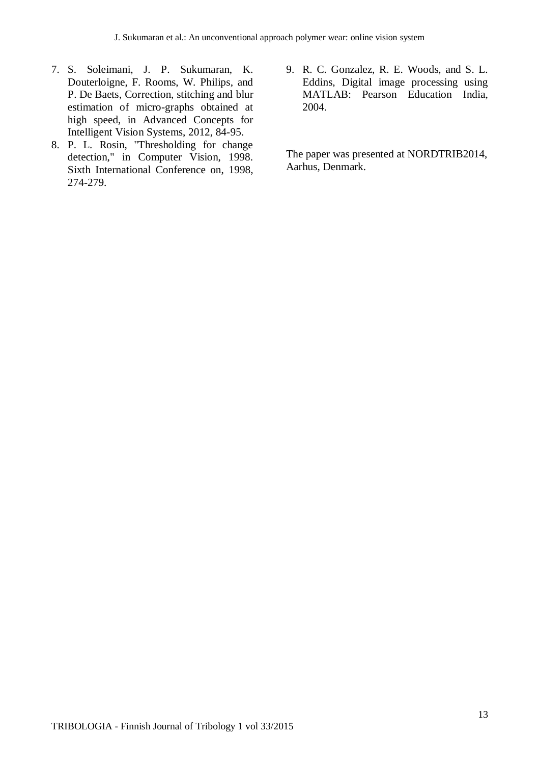7. S. Soleimani, J. P. Sukumaran, K. Douterloigne, F. Rooms, W. Philips, and P. De Baets, Correction, stitching and blur estimation of micro-graphs obtained at high speed, in Advanced Concepts for Intelligent Vision Systems, 2012, 84-95.
8. P. L. Rosin, "Thresholding for change detection," in Computer Vision, 1998. Sixth International Conference on, 1998, 274-279.
9. R. C. Gonzalez, R. E. Woods, and S. L. Eddins, Digital image processing using MATLAB: Pearson Education India, 2004.

The paper was presented at NORDTRIB2014, Aarhus, Denmark.